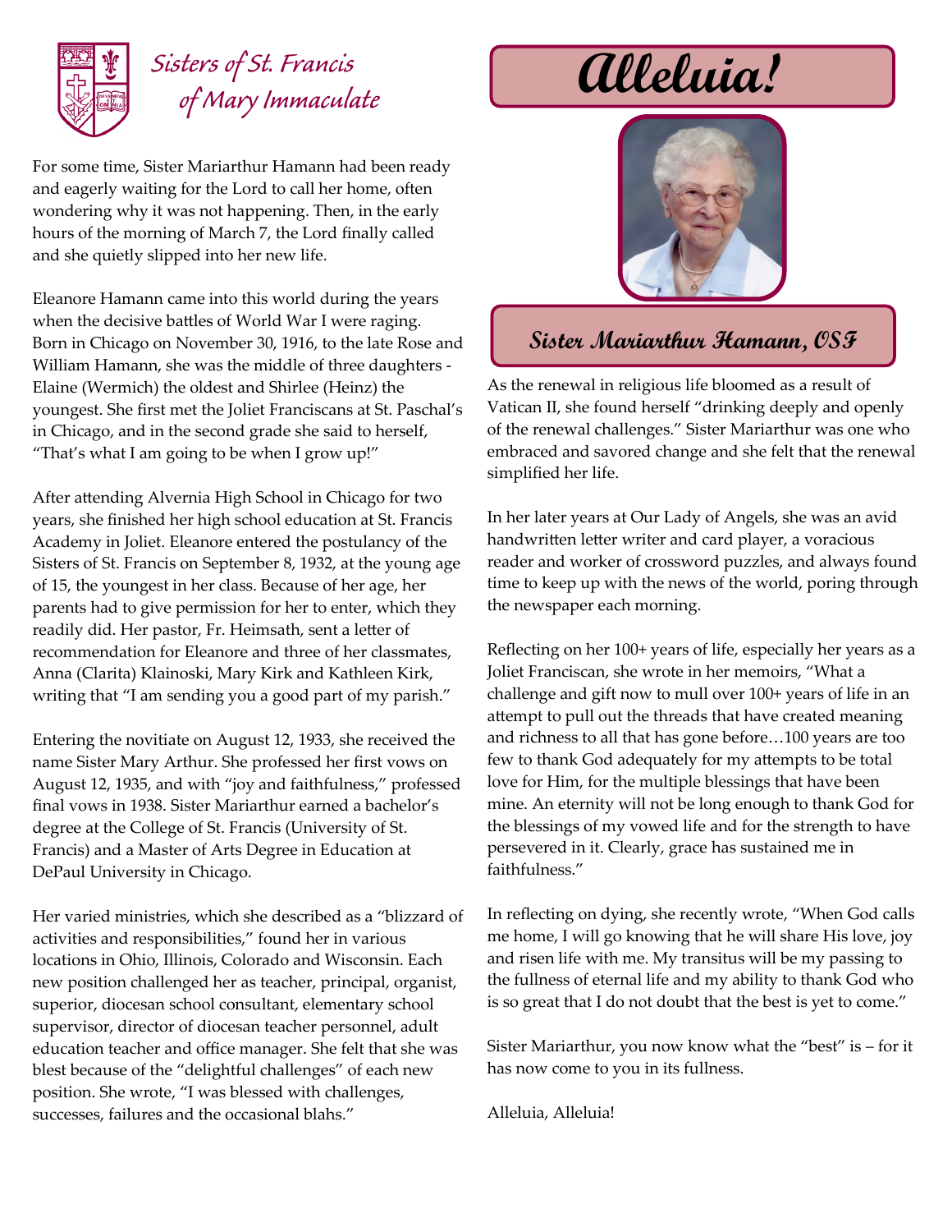# Sisters of St. Francis of Mary Immaculate

# Alleluia!

## Sister Mariarthur Hamann, OSF

For some time, Sister Mariarthur Hamann had been ready and eagerly waiting for the Lord to call her home, often wondering why it was not happening. Then, in the early hours of the morning of March 7, the Lord finally called and she quietly slipped into her new life.

Eleanore Hamann came into this world during the years when the decisive battles of World War I were raging. Born in Chicago on November 30, 1916, to the late Rose and William Hamann, she was the middle of three daughters - Elaine (Wermich) the oldest and Shirlee (Heinz) the youngest. She first met the Joliet Franciscans at St. Paschal's in Chicago, and in the second grade she said to herself, "That's what I am going to be when I grow up!"

After attending Alvernia High School in Chicago for two years, she finished her high school education at St. Francis Academy in Joliet. Eleanore entered the postulancy of the Sisters of St. Francis on September 8, 1932, at the young age of 15, the youngest in her class. Because of her age, her parents had to give permission for her to enter, which they readily did. Her pastor, Fr. Heimsath, sent a letter of recommendation for Eleanore and three of her classmates, Anna (Clarita) Klainoski, Mary Kirk and Kathleen Kirk, writing that "I am sending you a good part of my parish."

Entering the novitiate on August 12, 1933, she received the name Sister Mary Arthur. She professed her first vows on August 12, 1935, and with "joy and faithfulness," professed final vows in 1938. Sister Mariarthur earned a bachelor's degree at the College of St. Francis (University of St. Francis) and a Master of Arts Degree in Education at DePaul University in Chicago.

Her varied ministries, which she described as a "blizzard of activities and responsibilities," found her in various locations in Ohio, Illinois, Colorado and Wisconsin. Each new position challenged her as teacher, principal, organist, superior, diocesan school consultant, elementary school supervisor, director of diocesan teacher personnel, adult education teacher and office manager. She felt that she was blest because of the "delightful challenges" of each new position. She wrote, "I was blessed with challenges, successes, failures and the occasional blahs."

As the renewal in religious life bloomed as a result of Vatican II, she found herself "drinking deeply and openly of the renewal challenges." Sister Mariarthur was one who embraced and savored change and she felt that the renewal simplified her life.

In her later years at Our Lady of Angels, she was an avid handwritten letter writer and card player, a voracious reader and worker of crossword puzzles, and always found time to keep up with the news of the world, poring through the newspaper each morning.

Reflecting on her 100+ years of life, especially her years as a Joliet Franciscan, she wrote in her memoirs, "What a challenge and gift now to mull over 100+ years of life in an attempt to pull out the threads that have created meaning and richness to all that has gone before…100 years are too few to thank God adequately for my attempts to be total love for Him, for the multiple blessings that have been mine. An eternity will not be long enough to thank God for the blessings of my vowed life and for the strength to have persevered in it. Clearly, grace has sustained me in faithfulness."

In reflecting on dying, she recently wrote, "When God calls me home, I will go knowing that he will share His love, joy and risen life with me. My transitus will be my passing to the fullness of eternal life and my ability to thank God who is so great that I do not doubt that the best is yet to come."

Sister Mariarthur, you now know what the "best" is – for it has now come to you in its fullness.

Alleluia, Alleluia!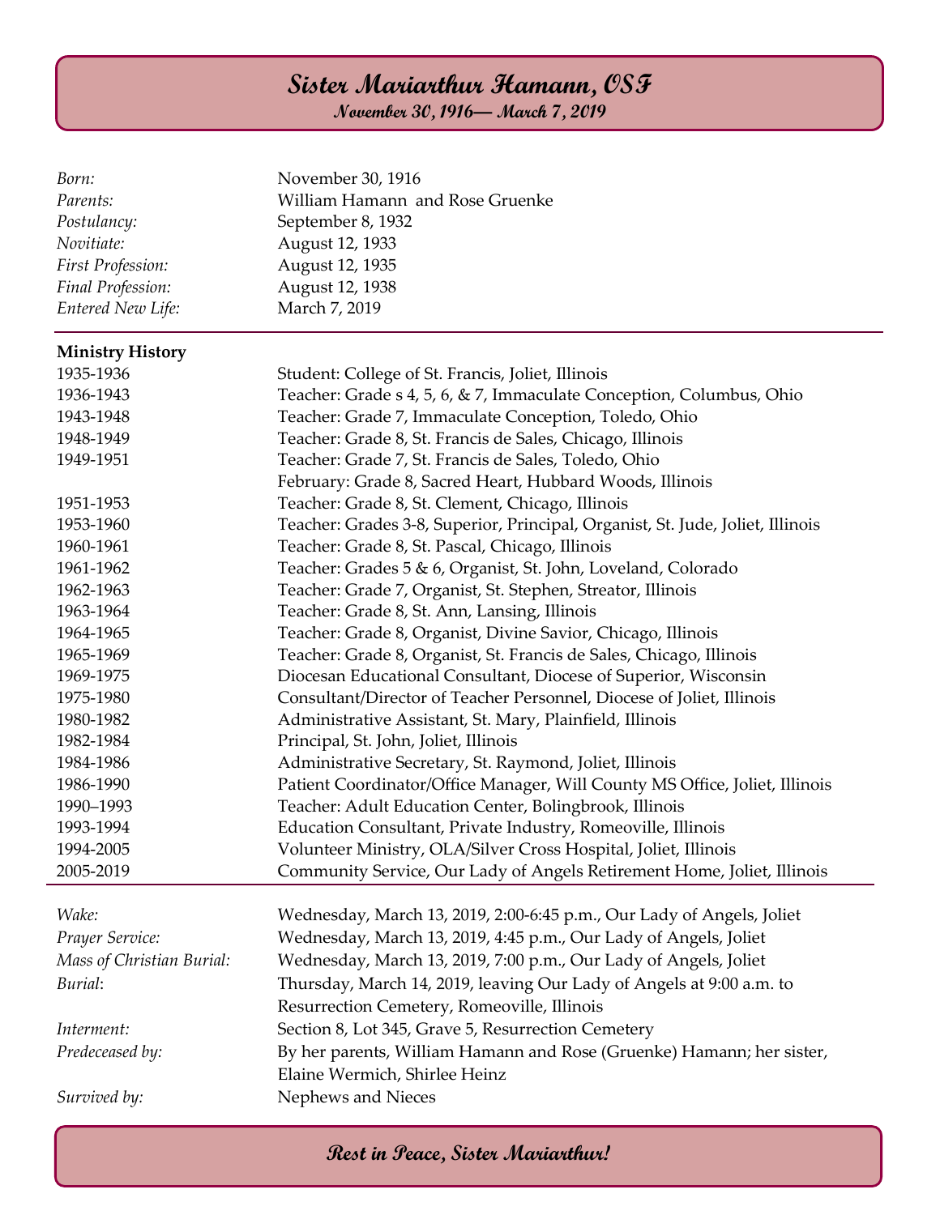# Sister Mariarthur Hamann, OSF

**November 30, 1916— March 7, 2019**

| | |
|---|---|
| *Born:* | November 30, 1916 |
| *Parents:* | William Hamann and Rose Gruenke |
| *Postulancy:* | September 8, 1932 |
| *Novitiate:* | August 12, 1933 |
| *First Profession:* | August 12, 1935 |
| *Final Profession:* | August 12, 1938 |
| *Entered New Life:* | March 7, 2019 |

**Ministry History**

| | |
|---|---|
| 1935-1936 | Student: College of St. Francis, Joliet, Illinois |
| 1936-1943 | Teacher: Grade s 4, 5, 6, & 7, Immaculate Conception, Columbus, Ohio |
| 1943-1948 | Teacher: Grade 7, Immaculate Conception, Toledo, Ohio |
| 1948-1949 | Teacher: Grade 8, St. Francis de Sales, Chicago, Illinois |
| 1949-1951 | Teacher: Grade 7, St. Francis de Sales, Toledo, Ohio |
| | February: Grade 8, Sacred Heart, Hubbard Woods, Illinois |
| 1951-1953 | Teacher: Grade 8, St. Clement, Chicago, Illinois |
| 1953-1960 | Teacher: Grades 3-8, Superior, Principal, Organist, St. Jude, Joliet, Illinois |
| 1960-1961 | Teacher: Grade 8, St. Pascal, Chicago, Illinois |
| 1961-1962 | Teacher: Grades 5 & 6, Organist, St. John, Loveland, Colorado |
| 1962-1963 | Teacher: Grade 7, Organist, St. Stephen, Streator, Illinois |
| 1963-1964 | Teacher: Grade 8, St. Ann, Lansing, Illinois |
| 1964-1965 | Teacher: Grade 8, Organist, Divine Savior, Chicago, Illinois |
| 1965-1969 | Teacher: Grade 8, Organist, St. Francis de Sales, Chicago, Illinois |
| 1969-1975 | Diocesan Educational Consultant, Diocese of Superior, Wisconsin |
| 1975-1980 | Consultant/Director of Teacher Personnel, Diocese of Joliet, Illinois |
| 1980-1982 | Administrative Assistant, St. Mary, Plainfield, Illinois |
| 1982-1984 | Principal, St. John, Joliet, Illinois |
| 1984-1986 | Administrative Secretary, St. Raymond, Joliet, Illinois |
| 1986-1990 | Patient Coordinator/Office Manager, Will County MS Office, Joliet, Illinois |
| 1990–1993 | Teacher: Adult Education Center, Bolingbrook, Illinois |
| 1993-1994 | Education Consultant, Private Industry, Romeoville, Illinois |
| 1994-2005 | Volunteer Ministry, OLA/Silver Cross Hospital, Joliet, Illinois |
| 2005-2019 | Community Service, Our Lady of Angels Retirement Home, Joliet, Illinois |

| | |
|---|---|
| *Wake:* | Wednesday, March 13, 2019, 2:00-6:45 p.m., Our Lady of Angels, Joliet |
| *Prayer Service:* | Wednesday, March 13, 2019, 4:45 p.m., Our Lady of Angels, Joliet |
| *Mass of Christian Burial:* | Wednesday, March 13, 2019, 7:00 p.m., Our Lady of Angels, Joliet |
| *Burial*: | Thursday, March 14, 2019, leaving Our Lady of Angels at 9:00 a.m. to Resurrection Cemetery, Romeoville, Illinois |
| *Interment:* | Section 8, Lot 345, Grave 5, Resurrection Cemetery |
| *Predeceased by:* | By her parents, William Hamann and Rose (Gruenke) Hamann; her sister, Elaine Wermich, Shirlee Heinz |
| *Survived by:* | Nephews and Nieces |

**Rest in Peace, Sister Mariarthur!**